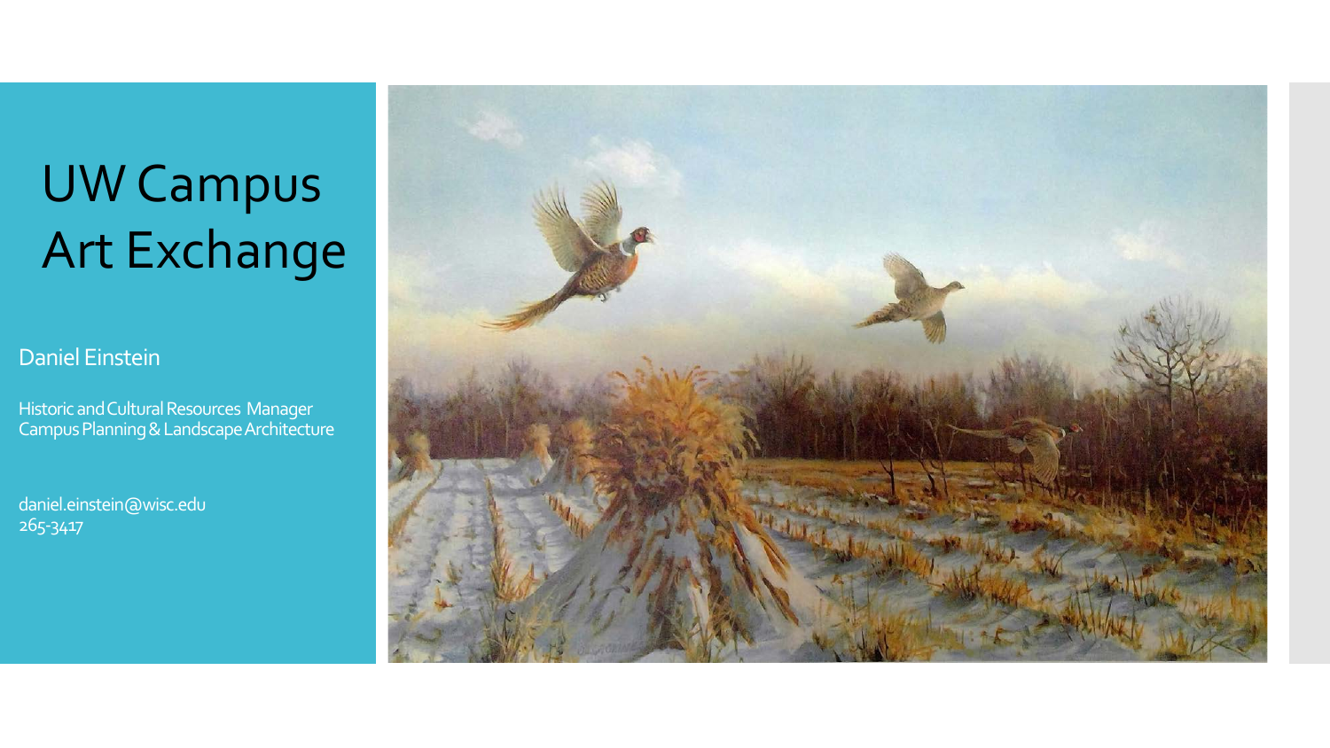# UW Campus Art Exchange

Daniel Einstein

Historic and Cultural Resources Manager
Campus Planning & Landscape Architecture

daniel.einstein@wisc.edu
265-3417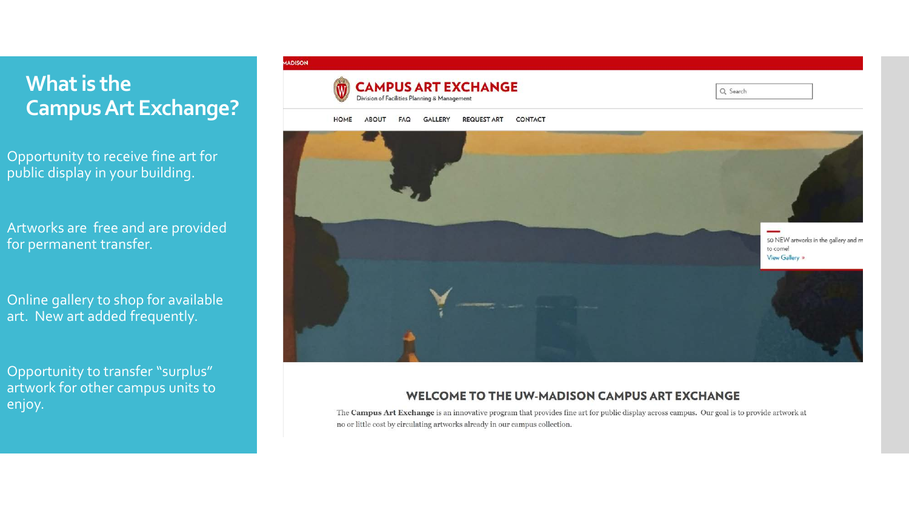# What is the Campus Art Exchange?

Opportunity to receive fine art for public display in your building.

Artworks are free and are provided for permanent transfer.

Online gallery to shop for available art. New art added frequently.

Opportunity to transfer "surplus" artwork for other campus units to enjoy.

MADISON

CAMPUS ART EXCHANGE
Division of Facilities Planning & Management

Search

HOME ABOUT FAQ GALLERY REQUEST ART CONTACT

50 NEW artworks in the gallery and m to come!
View Gallery »

## WELCOME TO THE UW-MADISON CAMPUS ART EXCHANGE

The **Campus Art Exchange** is an innovative program that provides fine art for public display across campus. Our goal is to provide artwork at no or little cost by circulating artworks already in our campus collection.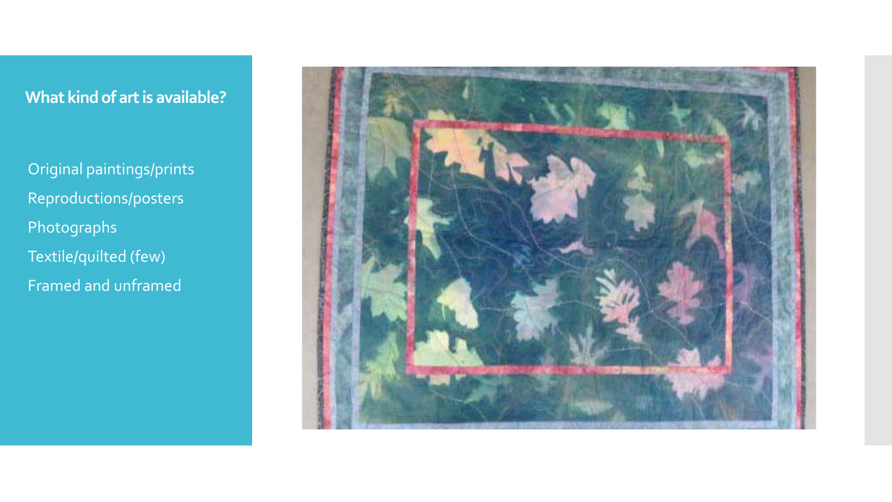## What kind of art is available?

Original paintings/prints

Reproductions/posters

Photographs

Textile/quilted (few)

Framed and unframed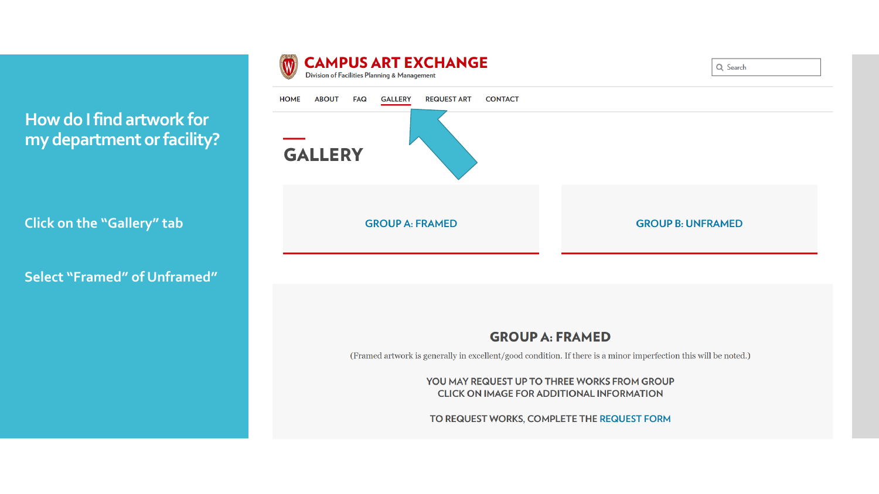# How do I find artwork for my department or facility?

Click on the "Gallery" tab

Select "Framed" of Unframed"

**CAMPUS ART EXCHANGE**
Division of Facilities Planning & Management

Search

HOME ABOUT FAQ GALLERY REQUEST ART CONTACT

## GALLERY

GROUP A: FRAMED

GROUP B: UNFRAMED

### GROUP A: FRAMED

(Framed artwork is generally in excellent/good condition. If there is a minor imperfection this will be noted.)

YOU MAY REQUEST UP TO THREE WORKS FROM GROUP
CLICK ON IMAGE FOR ADDITIONAL INFORMATION

TO REQUEST WORKS, COMPLETE THE REQUEST FORM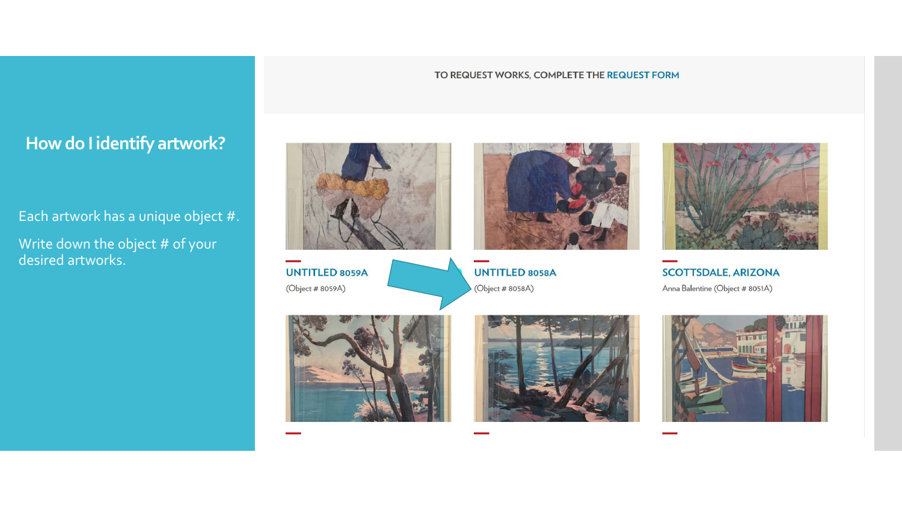## How do I identify artwork?

Each artwork has a unique object #.

Write down the object # of your desired artworks.

TO REQUEST WORKS, COMPLETE THE REQUEST FORM

**UNTITLED 8059A**
(Object # 8059A)

**UNTITLED 8058A**
(Object # 8058A)

**SCOTTSDALE, ARIZONA**
Anna Balentine (Object # 8051A)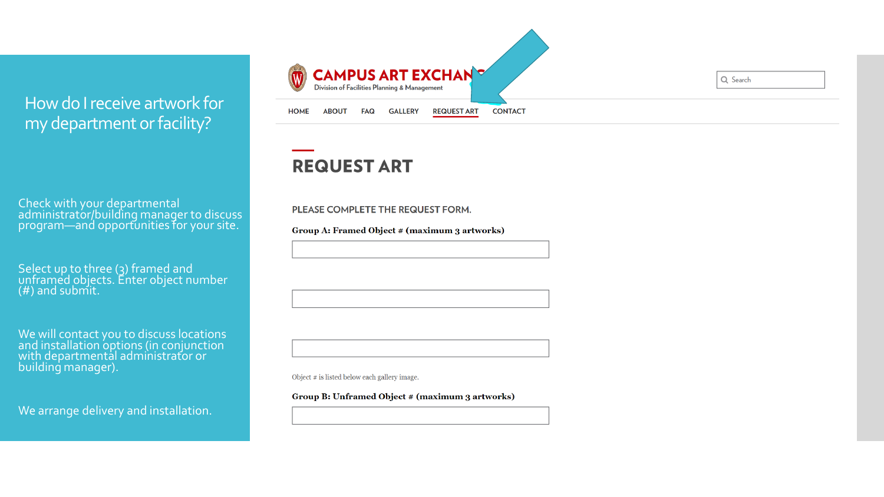# How do I receive artwork for my department or facility?

Check with your departmental administrator/building manager to discuss program—and opportunities for your site.

Select up to three (3) framed and unframed objects. Enter object number (#) and submit.

We will contact you to discuss locations and installation options (in conjunction with departmental administrator or building manager).

We arrange delivery and installation.

---

**CAMPUS ART EXCHANGE**
Division of Facilities Planning & Management

Search

HOME ABOUT FAQ GALLERY REQUEST ART CONTACT

## REQUEST ART

PLEASE COMPLETE THE REQUEST FORM.

**Group A: Framed Object # (maximum 3 artworks)**

Object # is listed below each gallery image.

**Group B: Unframed Object # (maximum 3 artworks)**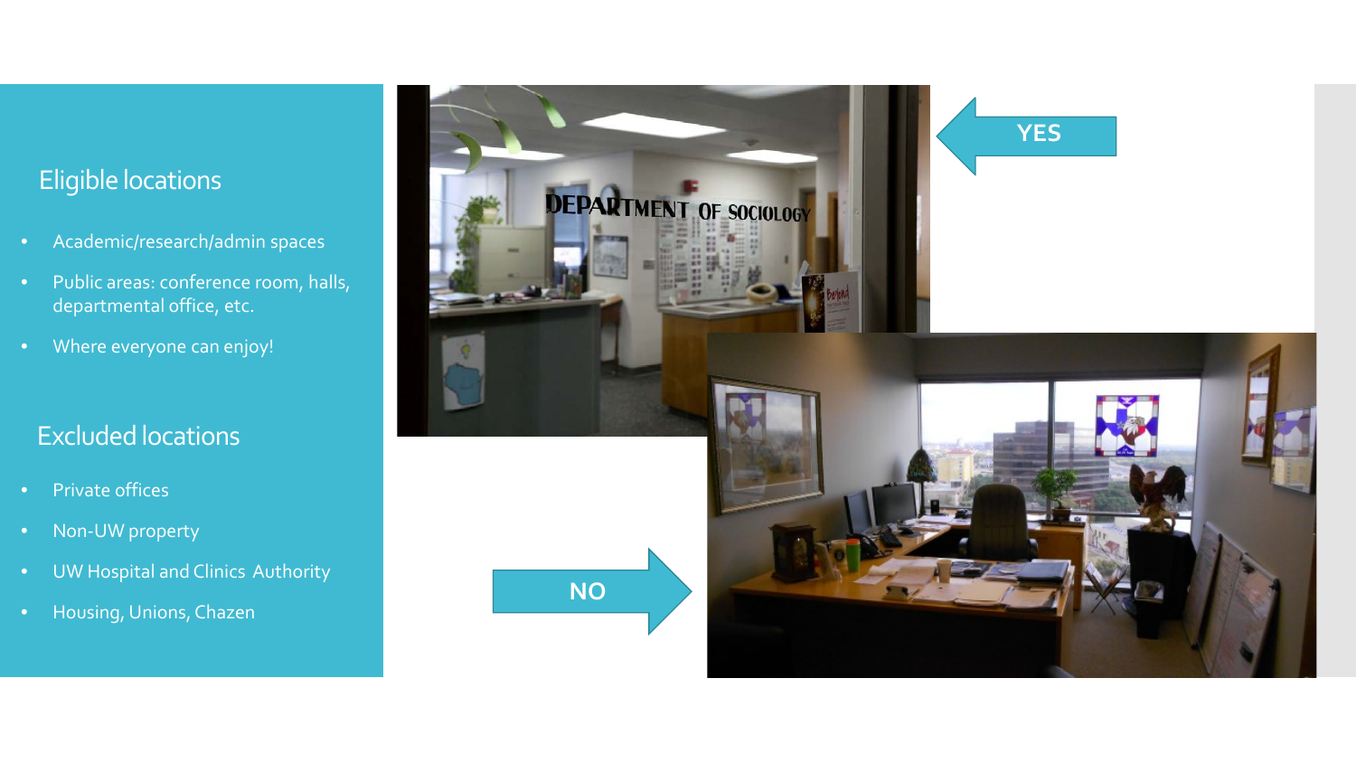## Eligible locations

- Academic/research/admin spaces
- Public areas: conference room, halls, departmental office, etc.
- Where everyone can enjoy!

## Excluded locations

- Private offices
- Non-UW property
- UW Hospital and Clinics Authority
- Housing, Unions, Chazen

YES

NO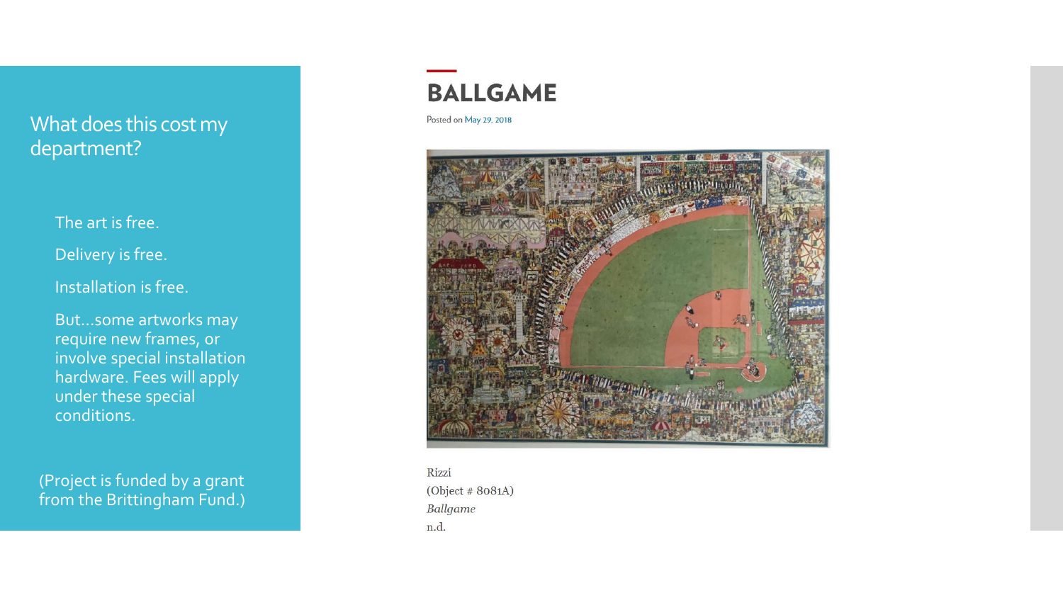## What does this cost my department?

The art is free.

Delivery is free.

Installation is free.

But…some artworks may require new frames, or involve special installation hardware. Fees will apply under these special conditions.

(Project is funded by a grant from the Brittingham Fund.)

# BALLGAME

Posted on May 29, 2018

Rizzi
(Object # 8081A)
*Ballgame*
n.d.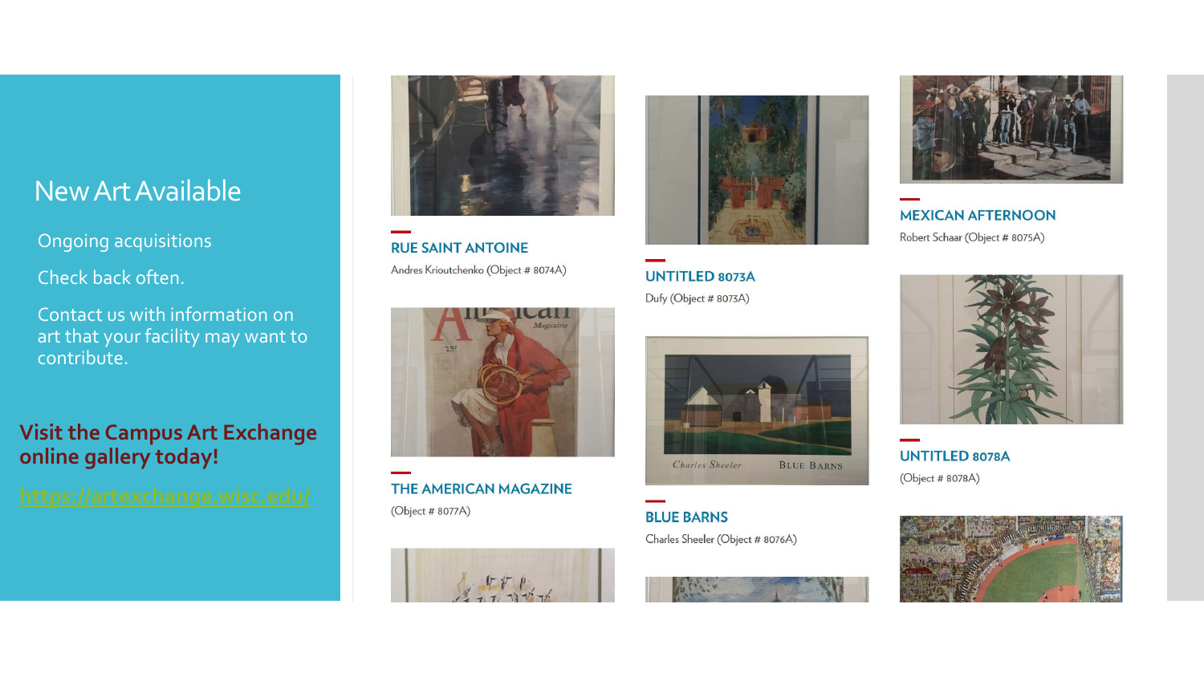# New Art Available

Ongoing acquisitions

Check back often.

Contact us with information on art that your facility may want to contribute.

**Visit the Campus Art Exchange online gallery today!**

https://artexchange.wisc.edu/

### RUE SAINT ANTOINE

Andres Krioutchenko (Object # 8074A)

### THE AMERICAN MAGAZINE

(Object # 8077A)

### UNTITLED 8073A

Dufy (Object # 8073A)

### BLUE BARNS

Charles Sheeler (Object # 8076A)

### MEXICAN AFTERNOON

Robert Schaar (Object # 8075A)

### UNTITLED 8078A

(Object # 8078A)